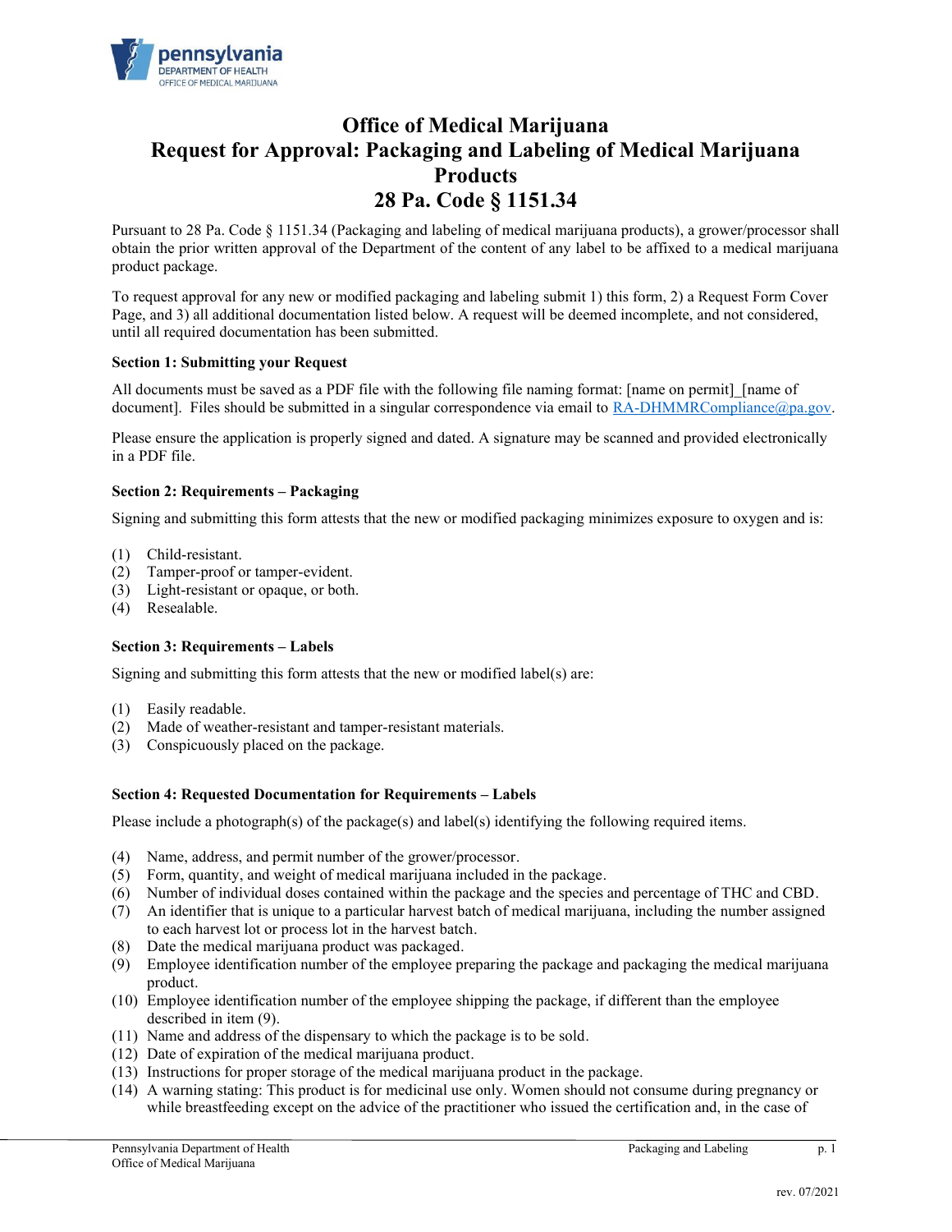# Office of Medical Marijuana
# Request for Approval: Packaging and Labeling of Medical Marijuana Products
# 28 Pa. Code § 1151.34

Pursuant to 28 Pa. Code § 1151.34 (Packaging and labeling of medical marijuana products), a grower/processor shall obtain the prior written approval of the Department of the content of any label to be affixed to a medical marijuana product package.

To request approval for any new or modified packaging and labeling submit 1) this form, 2) a Request Form Cover Page, and 3) all additional documentation listed below. A request will be deemed incomplete, and not considered, until all required documentation has been submitted.

**Section 1: Submitting your Request**

All documents must be saved as a PDF file with the following file naming format: [name on permit]_[name of document]. Files should be submitted in a singular correspondence via email to RA-DHMMRCompliance@pa.gov.

Please ensure the application is properly signed and dated. A signature may be scanned and provided electronically in a PDF file.

**Section 2: Requirements – Packaging**

Signing and submitting this form attests that the new or modified packaging minimizes exposure to oxygen and is:

(1) Child-resistant.
(2) Tamper-proof or tamper-evident.
(3) Light-resistant or opaque, or both.
(4) Resealable.

**Section 3: Requirements – Labels**

Signing and submitting this form attests that the new or modified label(s) are:

(1) Easily readable.
(2) Made of weather-resistant and tamper-resistant materials.
(3) Conspicuously placed on the package.

**Section 4: Requested Documentation for Requirements – Labels**

Please include a photograph(s) of the package(s) and label(s) identifying the following required items.

(4) Name, address, and permit number of the grower/processor.
(5) Form, quantity, and weight of medical marijuana included in the package.
(6) Number of individual doses contained within the package and the species and percentage of THC and CBD.
(7) An identifier that is unique to a particular harvest batch of medical marijuana, including the number assigned to each harvest lot or process lot in the harvest batch.
(8) Date the medical marijuana product was packaged.
(9) Employee identification number of the employee preparing the package and packaging the medical marijuana product.
(10) Employee identification number of the employee shipping the package, if different than the employee described in item (9).
(11) Name and address of the dispensary to which the package is to be sold.
(12) Date of expiration of the medical marijuana product.
(13) Instructions for proper storage of the medical marijuana product in the package.
(14) A warning stating: This product is for medicinal use only. Women should not consume during pregnancy or while breastfeeding except on the advice of the practitioner who issued the certification and, in the case of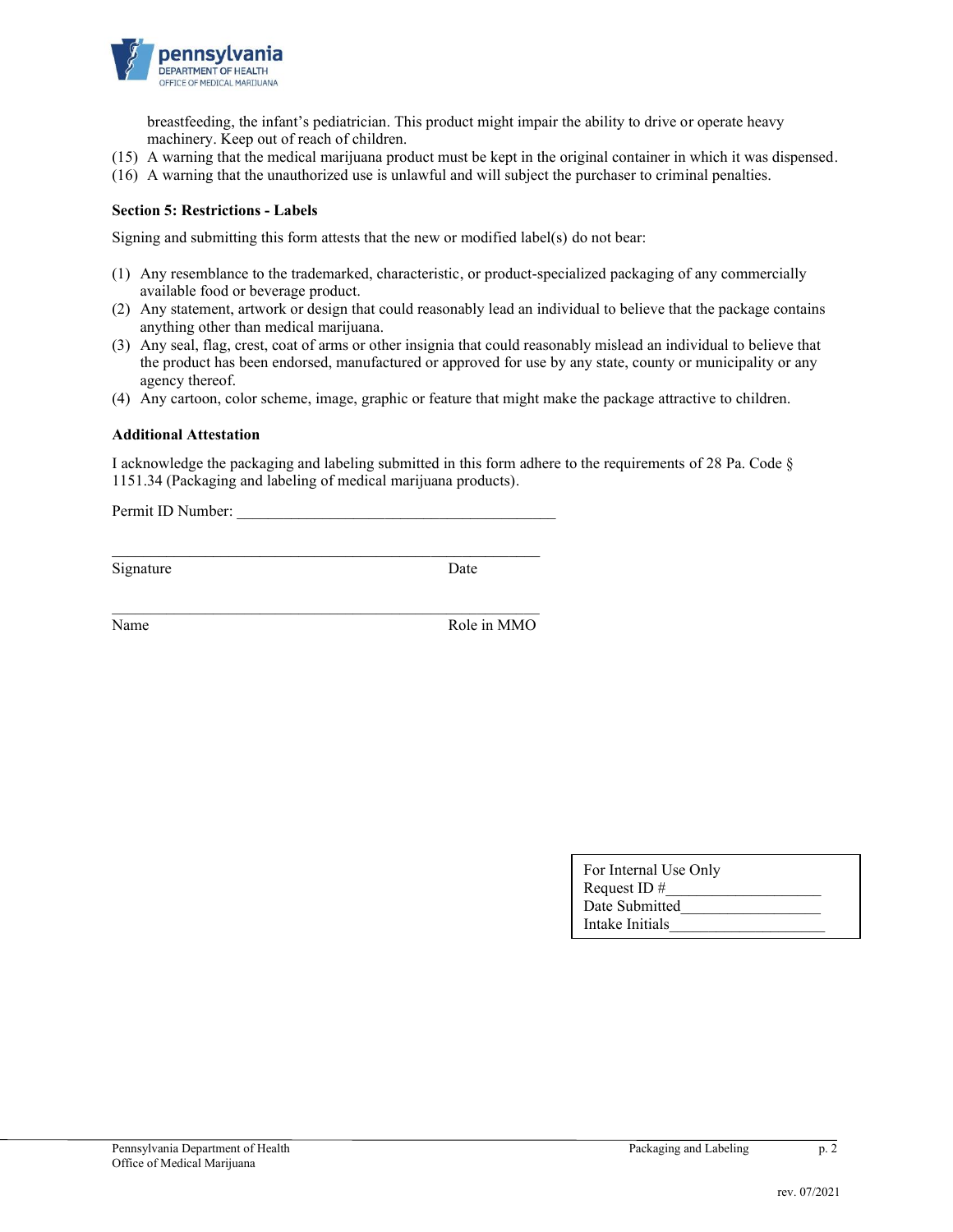breastfeeding, the infant's pediatrician. This product might impair the ability to drive or operate heavy machinery. Keep out of reach of children.

(15) A warning that the medical marijuana product must be kept in the original container in which it was dispensed.

(16) A warning that the unauthorized use is unlawful and will subject the purchaser to criminal penalties.

**Section 5: Restrictions - Labels**

Signing and submitting this form attests that the new or modified label(s) do not bear:

(1) Any resemblance to the trademarked, characteristic, or product-specialized packaging of any commercially available food or beverage product.

(2) Any statement, artwork or design that could reasonably lead an individual to believe that the package contains anything other than medical marijuana.

(3) Any seal, flag, crest, coat of arms or other insignia that could reasonably mislead an individual to believe that the product has been endorsed, manufactured or approved for use by any state, county or municipality or any agency thereof.

(4) Any cartoon, color scheme, image, graphic or feature that might make the package attractive to children.

**Additional Attestation**

I acknowledge the packaging and labeling submitted in this form adhere to the requirements of 28 Pa. Code § 1151.34 (Packaging and labeling of medical marijuana products).

Permit ID Number: ________________________________________

________________________________________________________

Signature Date

________________________________________________________

Name Role in MMO

For Internal Use Only
Request ID #____________________
Date Submitted__________________
Intake Initials____________________

rev. 07/2021